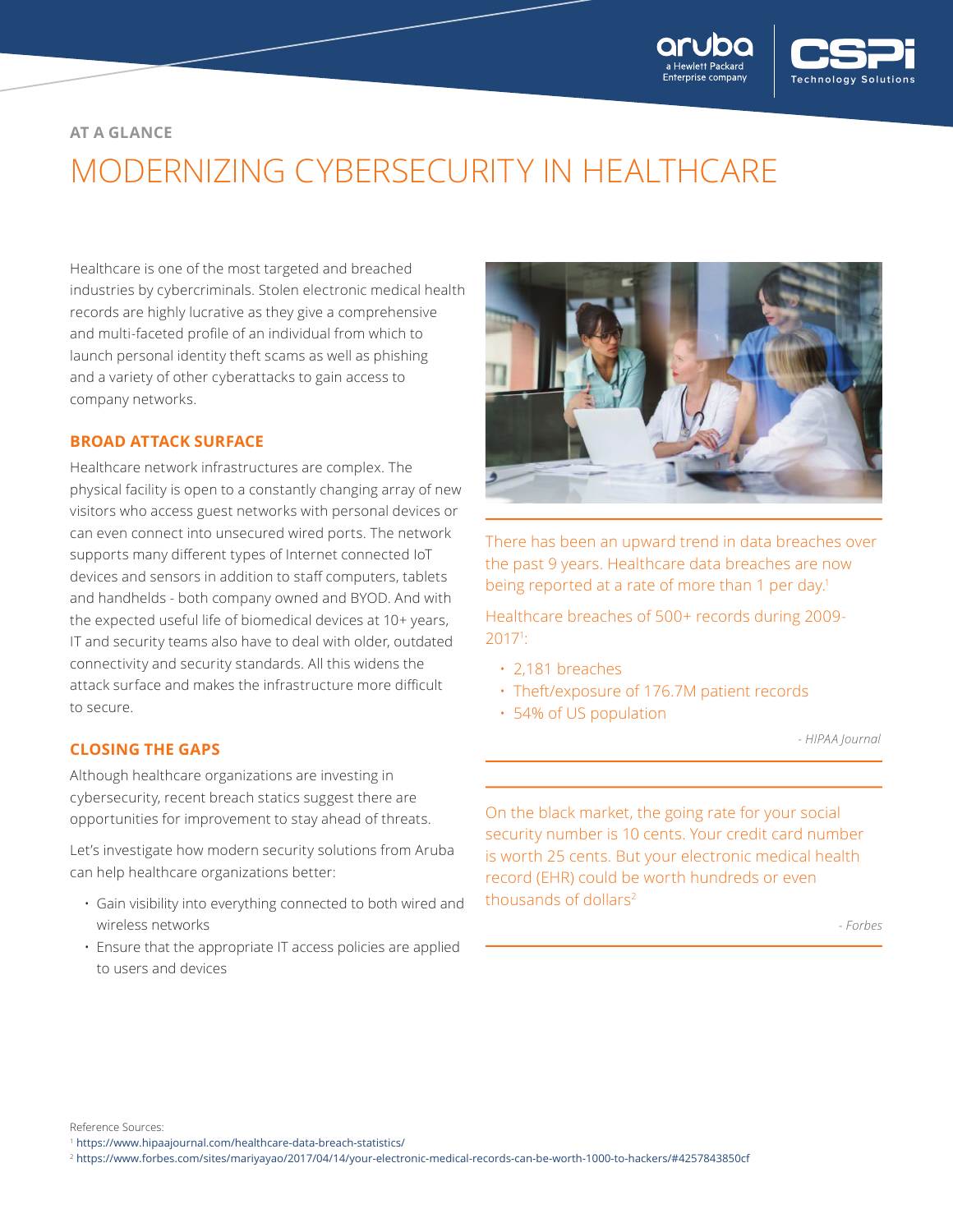AT A GLANCE

# MODERNIZING CYBERSECURITY IN HEALTHCARE

Healthcare is one of the most targeted and breached industries by cybercriminals. Stolen electronic medical health records are highly lucrative as they give a comprehensive and multi-faceted profile of an individual from which to launch personal identity theft scams as well as phishing and a variety of other cyberattacks to gain access to company networks.

## BROAD ATTACK SURFACE

Healthcare network infrastructures are complex. The physical facility is open to a constantly changing array of new visitors who access guest networks with personal devices or can even connect into unsecured wired ports. The network supports many different types of Internet connected IoT devices and sensors in addition to staff computers, tablets and handhelds - both company owned and BYOD. And with the expected useful life of biomedical devices at 10+ years, IT and security teams also have to deal with older, outdated connectivity and security standards. All this widens the attack surface and makes the infrastructure more difficult to secure.

## CLOSING THE GAPS

Although healthcare organizations are investing in cybersecurity, recent breach statics suggest there are opportunities for improvement to stay ahead of threats.

Let's investigate how modern security solutions from Aruba can help healthcare organizations better:

- Gain visibility into everything connected to both wired and wireless networks
- Ensure that the appropriate IT access policies are applied to users and devices

There has been an upward trend in data breaches over the past 9 years. Healthcare data breaches are now being reported at a rate of more than 1 per day.[1]

Healthcare breaches of 500+ records during 2009-2017[1]:

- 2,181 breaches
- Theft/exposure of 176.7M patient records
- 54% of US population

*- HIPAA Journal*

On the black market, the going rate for your social security number is 10 cents. Your credit card number is worth 25 cents. But your electronic medical health record (EHR) could be worth hundreds or even thousands of dollars[2]

*- Forbes*

Reference Sources:

[1] https://www.hipaajournal.com/healthcare-data-breach-statistics/

[2] https://www.forbes.com/sites/mariyayao/2017/04/14/your-electronic-medical-records-can-be-worth-1000-to-hackers/#4257843850cf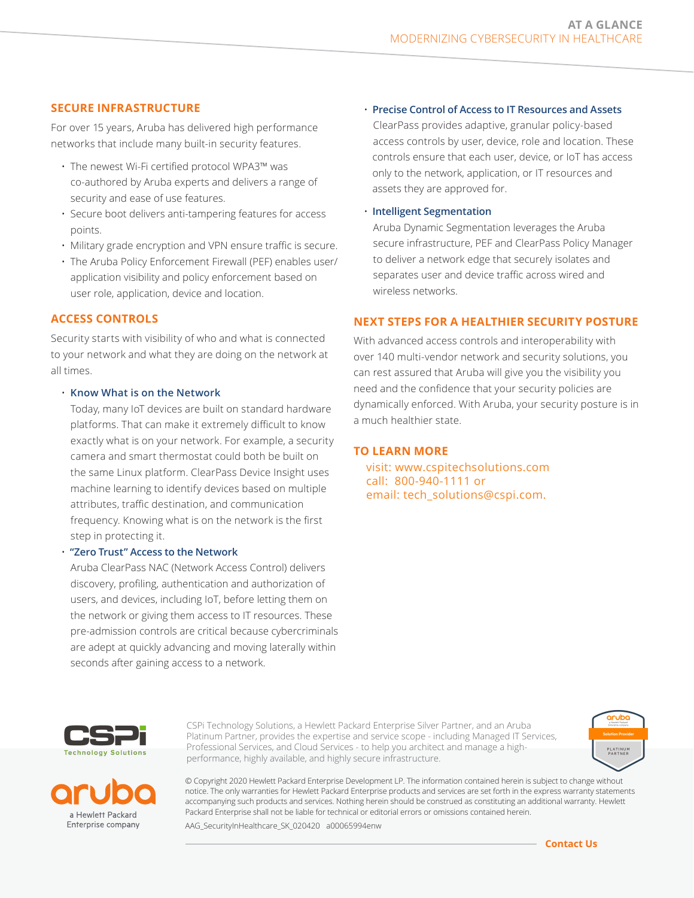## SECURE INFRASTRUCTURE

For over 15 years, Aruba has delivered high performance networks that include many built-in security features.

- The newest Wi-Fi certified protocol WPA3™ was co-authored by Aruba experts and delivers a range of security and ease of use features.
- Secure boot delivers anti-tampering features for access points.
- Military grade encryption and VPN ensure traffic is secure.
- The Aruba Policy Enforcement Firewall (PEF) enables user/application visibility and policy enforcement based on user role, application, device and location.

## ACCESS CONTROLS

Security starts with visibility of who and what is connected to your network and what they are doing on the network at all times.

- **Know What is on the Network**
  Today, many IoT devices are built on standard hardware platforms. That can make it extremely difficult to know exactly what is on your network. For example, a security camera and smart thermostat could both be built on the same Linux platform. ClearPass Device Insight uses machine learning to identify devices based on multiple attributes, traffic destination, and communication frequency. Knowing what is on the network is the first step in protecting it.
- **"Zero Trust" Access to the Network**
  Aruba ClearPass NAC (Network Access Control) delivers discovery, profiling, authentication and authorization of users, and devices, including IoT, before letting them on the network or giving them access to IT resources. These pre-admission controls are critical because cybercriminals are adept at quickly advancing and moving laterally within seconds after gaining access to a network.
- **Precise Control of Access to IT Resources and Assets**
  ClearPass provides adaptive, granular policy-based access controls by user, device, role and location. These controls ensure that each user, device, or IoT has access only to the network, application, or IT resources and assets they are approved for.
- **Intelligent Segmentation**
  Aruba Dynamic Segmentation leverages the Aruba secure infrastructure, PEF and ClearPass Policy Manager to deliver a network edge that securely isolates and separates user and device traffic across wired and wireless networks.

## NEXT STEPS FOR A HEALTHIER SECURITY POSTURE

With advanced access controls and interoperability with over 140 multi-vendor network and security solutions, you can rest assured that Aruba will give you the visibility you need and the confidence that your security policies are dynamically enforced. With Aruba, your security posture is in a much healthier state.

## TO LEARN MORE

visit: www.cspitechsolutions.com
call: 800-940-1111 or
email: tech_solutions@cspi.com.

CSPi Technology Solutions, a Hewlett Packard Enterprise Silver Partner, and an Aruba Platinum Partner, provides the expertise and service scope - including Managed IT Services, Professional Services, and Cloud Services - to help you architect and manage a high-performance, highly available, and highly secure infrastructure.

© Copyright 2020 Hewlett Packard Enterprise Development LP. The information contained herein is subject to change without notice. The only warranties for Hewlett Packard Enterprise products and services are set forth in the express warranty statements accompanying such products and services. Nothing herein should be construed as constituting an additional warranty. Hewlett Packard Enterprise shall not be liable for technical or editorial errors or omissions contained herein.

AAG_SecurityInHealthcare_SK_020420 a00065994enw

**Contact Us**